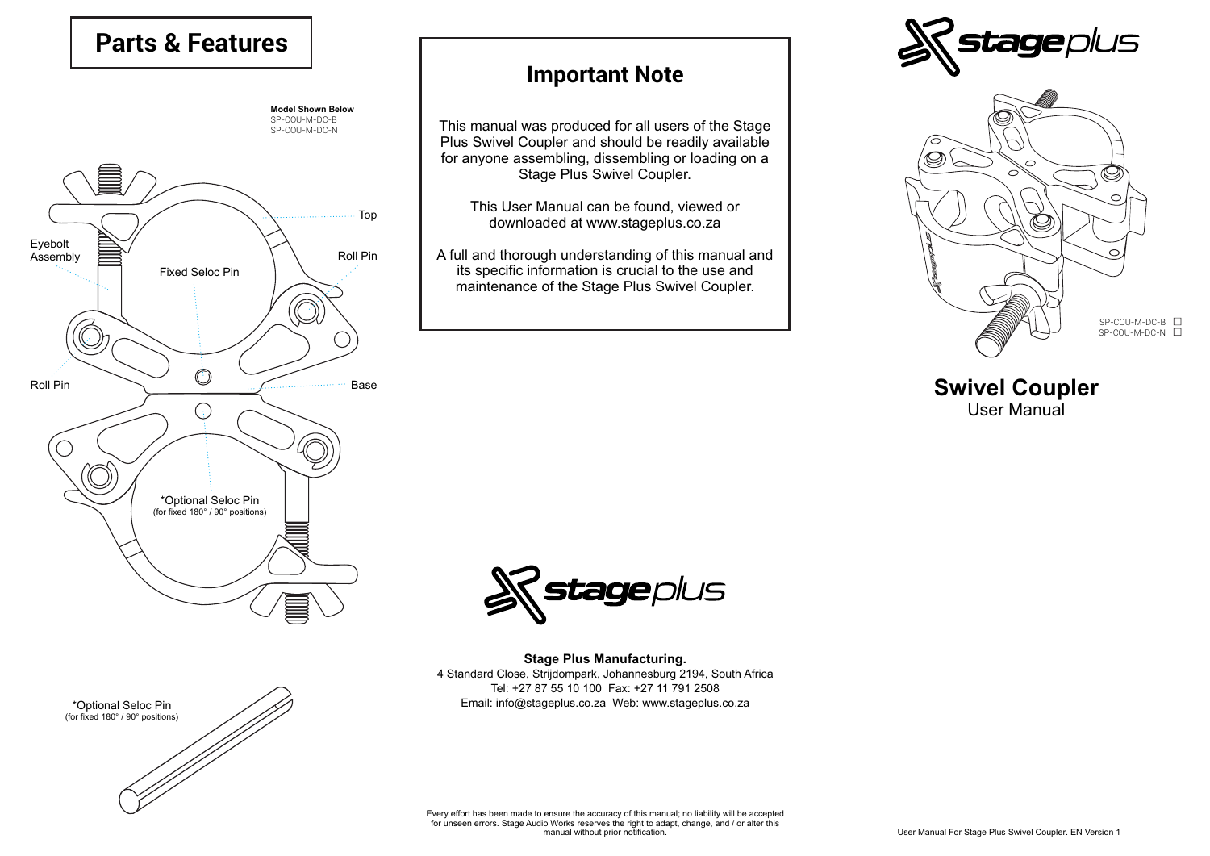## Parts & Features

**Model Shown Below**
SP-COU-M-DC-B
SP-COU-M-DC-N

Top

Eyebolt Assembly

Roll Pin

Fixed Seloc Pin

Roll Pin

Base

*Optional Seloc Pin
(for fixed 180° / 90° positions)

*Optional Seloc Pin
(for fixed 180° / 90° positions)

## Important Note

This manual was produced for all users of the Stage Plus Swivel Coupler and should be readily available for anyone assembling, dissembling or loading on a Stage Plus Swivel Coupler.

This User Manual can be found, viewed or downloaded at www.stageplus.co.za

A full and thorough understanding of this manual and its specific information is crucial to the use and maintenance of the Stage Plus Swivel Coupler.

**Stage Plus Manufacturing.**
4 Standard Close, Strijdompark, Johannesburg 2194, South Africa
Tel: +27 87 55 10 100 Fax: +27 11 791 2508
Email: info@stageplus.co.za Web: www.stageplus.co.za

Every effort has been made to ensure the accuracy of this manual; no liability will be accepted for unseen errors. Stage Audio Works reserves the right to adapt, change, and / or alter this manual without prior notification.

stageplus

SP-COU-M-DC-B ☐
SP-COU-M-DC-N ☐

# Swivel Coupler
User Manual

User Manual For Stage Plus Swivel Coupler. EN Version 1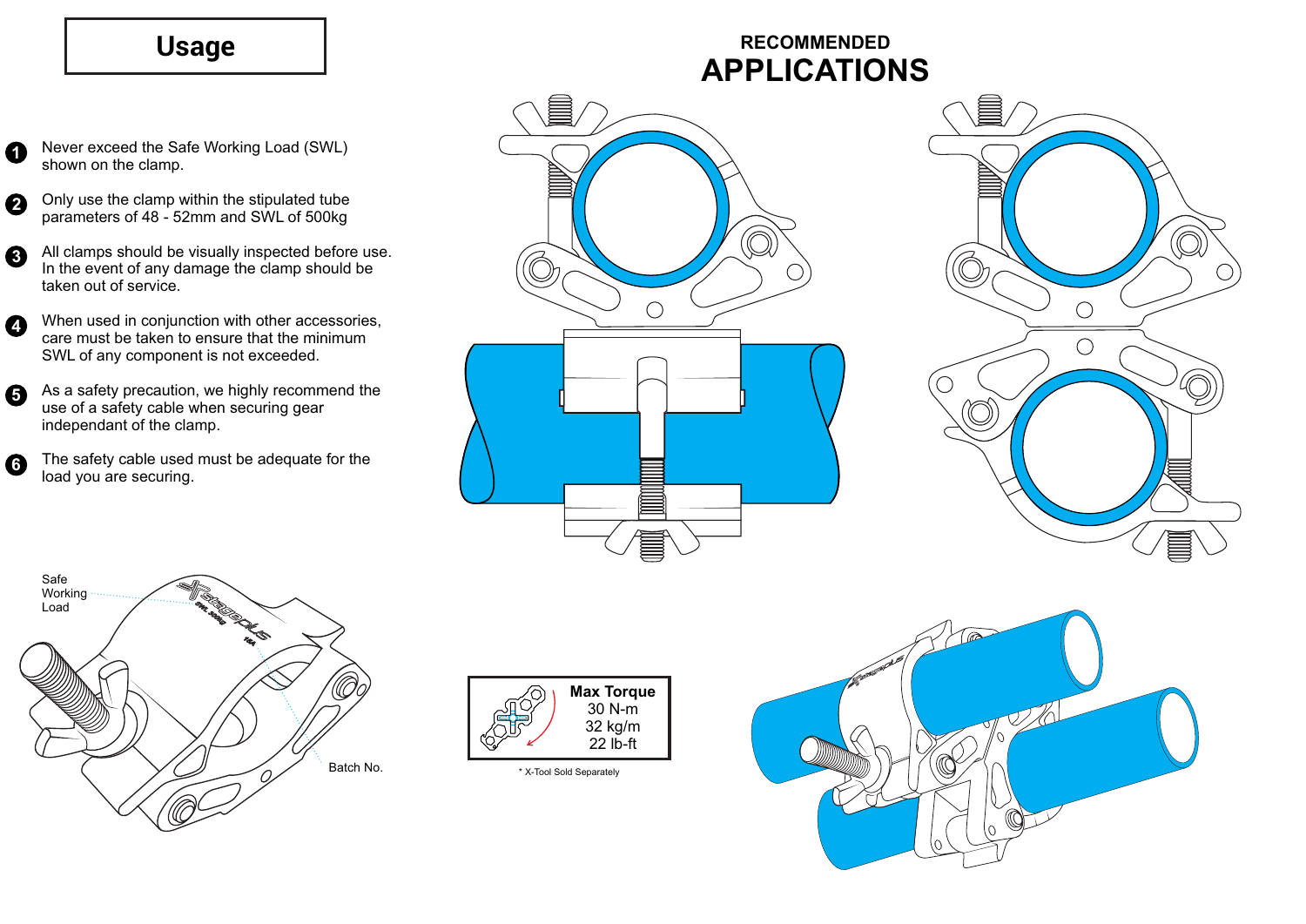# Usage

1. Never exceed the Safe Working Load (SWL) shown on the clamp.
2. Only use the clamp within the stipulated tube parameters of 48 - 52mm and SWL of 500kg
3. All clamps should be visually inspected before use. In the event of any damage the clamp should be taken out of service.
4. When used in conjunction with other accessories, care must be taken to ensure that the minimum SWL of any component is not exceeded.
5. As a safety precaution, we highly recommend the use of a safety cable when securing gear independant of the clamp.
6. The safety cable used must be adequate for the load you are securing.

Safe Working Load

Batch No.

## RECOMMENDED APPLICATIONS

**Max Torque**
30 N-m
32 kg/m
22 lb-ft

* X-Tool Sold Separately